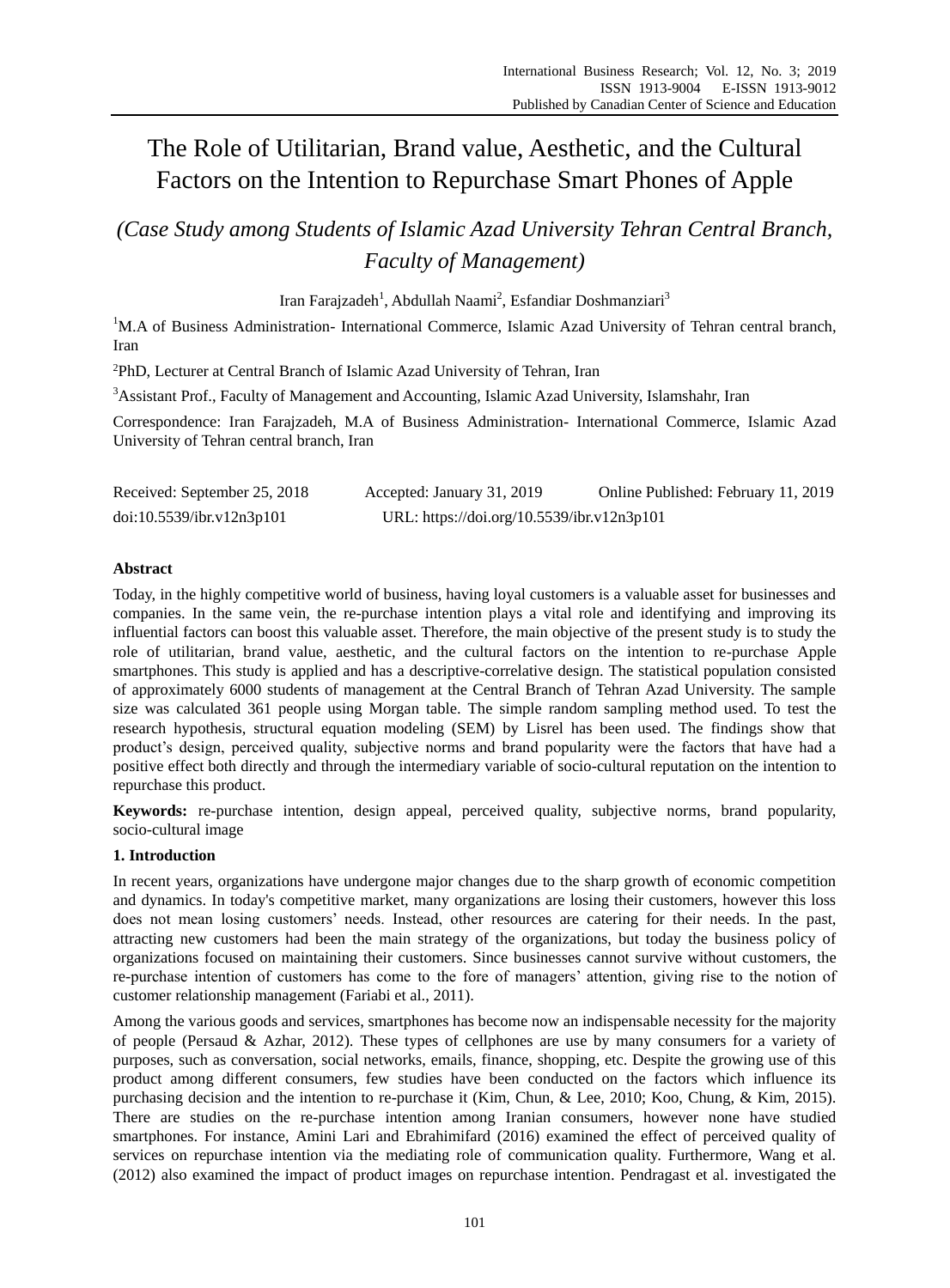# The Role of Utilitarian, Brand value, Aesthetic, and the Cultural Factors on the Intention to Repurchase Smart Phones of Apple

## *(Case Study among Students of Islamic Azad University Tehran Central Branch, Faculty of Management)*

Iran Farajzadeh[1], Abdullah Naami[2], Esfandiar Doshmanziari[3]

[1]M.A of Business Administration- International Commerce, Islamic Azad University of Tehran central branch, Iran

[2]PhD, Lecturer at Central Branch of Islamic Azad University of Tehran, Iran

[3]Assistant Prof., Faculty of Management and Accounting, Islamic Azad University, Islamshahr, Iran

Correspondence: Iran Farajzadeh, M.A of Business Administration- International Commerce, Islamic Azad University of Tehran central branch, Iran

Received: September 25, 2018 Accepted: January 31, 2019 Online Published: February 11, 2019

doi:10.5539/ibr.v12n3p101 URL: https://doi.org/10.5539/ibr.v12n3p101

**Abstract**

Today, in the highly competitive world of business, having loyal customers is a valuable asset for businesses and companies. In the same vein, the re-purchase intention plays a vital role and identifying and improving its influential factors can boost this valuable asset. Therefore, the main objective of the present study is to study the role of utilitarian, brand value, aesthetic, and the cultural factors on the intention to re-purchase Apple smartphones. This study is applied and has a descriptive-correlative design. The statistical population consisted of approximately 6000 students of management at the Central Branch of Tehran Azad University. The sample size was calculated 361 people using Morgan table. The simple random sampling method used. To test the research hypothesis, structural equation modeling (SEM) by Lisrel has been used. The findings show that product's design, perceived quality, subjective norms and brand popularity were the factors that have had a positive effect both directly and through the intermediary variable of socio-cultural reputation on the intention to repurchase this product.

**Keywords:** re-purchase intention, design appeal, perceived quality, subjective norms, brand popularity, socio-cultural image

**1. Introduction**

In recent years, organizations have undergone major changes due to the sharp growth of economic competition and dynamics. In today's competitive market, many organizations are losing their customers, however this loss does not mean losing customers' needs. Instead, other resources are catering for their needs. In the past, attracting new customers had been the main strategy of the organizations, but today the business policy of organizations focused on maintaining their customers. Since businesses cannot survive without customers, the re-purchase intention of customers has come to the fore of managers' attention, giving rise to the notion of customer relationship management (Fariabi et al., 2011).

Among the various goods and services, smartphones has become now an indispensable necessity for the majority of people (Persaud & Azhar, 2012). These types of cellphones are use by many consumers for a variety of purposes, such as conversation, social networks, emails, finance, shopping, etc. Despite the growing use of this product among different consumers, few studies have been conducted on the factors which influence its purchasing decision and the intention to re-purchase it (Kim, Chun, & Lee, 2010; Koo, Chung, & Kim, 2015). There are studies on the re-purchase intention among Iranian consumers, however none have studied smartphones. For instance, Amini Lari and Ebrahimifard (2016) examined the effect of perceived quality of services on repurchase intention via the mediating role of communication quality. Furthermore, Wang et al. (2012) also examined the impact of product images on repurchase intention. Pendragast et al. investigated the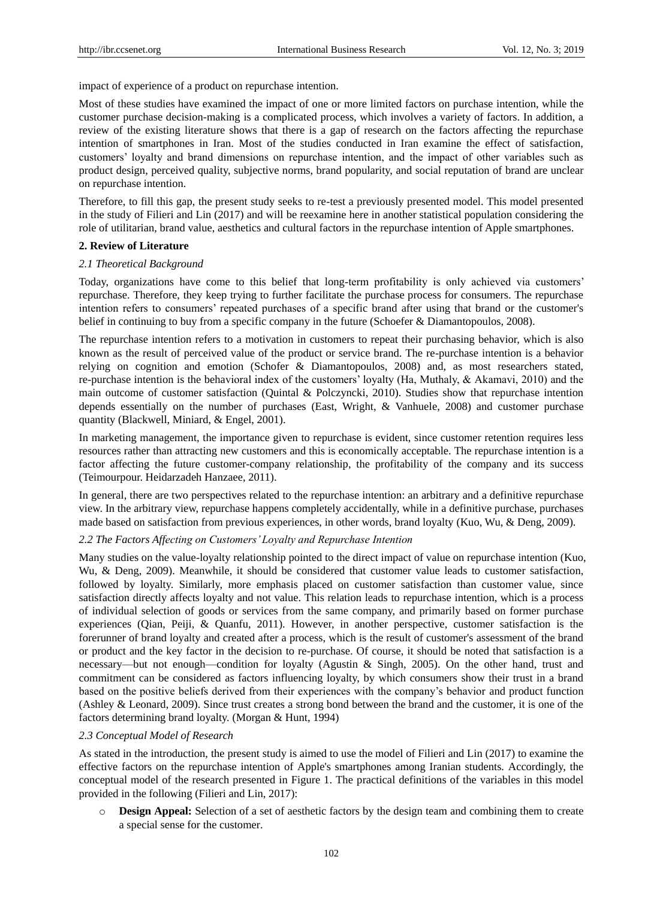impact of experience of a product on repurchase intention.

Most of these studies have examined the impact of one or more limited factors on purchase intention, while the customer purchase decision-making is a complicated process, which involves a variety of factors. In addition, a review of the existing literature shows that there is a gap of research on the factors affecting the repurchase intention of smartphones in Iran. Most of the studies conducted in Iran examine the effect of satisfaction, customers' loyalty and brand dimensions on repurchase intention, and the impact of other variables such as product design, perceived quality, subjective norms, brand popularity, and social reputation of brand are unclear on repurchase intention.

Therefore, to fill this gap, the present study seeks to re-test a previously presented model. This model presented in the study of Filieri and Lin (2017) and will be reexamine here in another statistical population considering the role of utilitarian, brand value, aesthetics and cultural factors in the repurchase intention of Apple smartphones.

## 2. Review of Literature

### *2.1 Theoretical Background*

Today, organizations have come to this belief that long-term profitability is only achieved via customers' repurchase. Therefore, they keep trying to further facilitate the purchase process for consumers. The repurchase intention refers to consumers' repeated purchases of a specific brand after using that brand or the customer's belief in continuing to buy from a specific company in the future (Schoefer & Diamantopoulos, 2008).

The repurchase intention refers to a motivation in customers to repeat their purchasing behavior, which is also known as the result of perceived value of the product or service brand. The re-purchase intention is a behavior relying on cognition and emotion (Schofer & Diamantopoulos, 2008) and, as most researchers stated, re-purchase intention is the behavioral index of the customers' loyalty (Ha, Muthaly, & Akamavi, 2010) and the main outcome of customer satisfaction (Quintal & Polczynckì, 2010). Studies show that repurchase intention depends essentially on the number of purchases (East, Wright, & Vanhuele, 2008) and customer purchase quantity (Blackwell, Miniard, & Engel, 2001).

In marketing management, the importance given to repurchase is evident, since customer retention requires less resources rather than attracting new customers and this is economically acceptable. The repurchase intention is a factor affecting the future customer-company relationship, the profitability of the company and its success (Teimourpour. Heidarzadeh Hanzaee, 2011).

In general, there are two perspectives related to the repurchase intention: an arbitrary and a definitive repurchase view. In the arbitrary view, repurchase happens completely accidentally, while in a definitive purchase, purchases made based on satisfaction from previous experiences, in other words, brand loyalty (Kuo, Wu, & Deng, 2009).

### *2.2 The Factors Affecting on Customers' Loyalty and Repurchase Intention*

Many studies on the value-loyalty relationship pointed to the direct impact of value on repurchase intention (Kuo, Wu, & Deng, 2009). Meanwhile, it should be considered that customer value leads to customer satisfaction, followed by loyalty. Similarly, more emphasis placed on customer satisfaction than customer value, since satisfaction directly affects loyalty and not value. This relation leads to repurchase intention, which is a process of individual selection of goods or services from the same company, and primarily based on former purchase experiences (Qian, Peiji, & Quanfu, 2011). However, in another perspective, customer satisfaction is the forerunner of brand loyalty and created after a process, which is the result of customer's assessment of the brand or product and the key factor in the decision to re-purchase. Of course, it should be noted that satisfaction is a necessary—but not enough—condition for loyalty (Agustin & Singh, 2005). On the other hand, trust and commitment can be considered as factors influencing loyalty, by which consumers show their trust in a brand based on the positive beliefs derived from their experiences with the company's behavior and product function (Ashley & Leonard, 2009). Since trust creates a strong bond between the brand and the customer, it is one of the factors determining brand loyalty. (Morgan & Hunt, 1994)

### *2.3 Conceptual Model of Research*

As stated in the introduction, the present study is aimed to use the model of Filieri and Lin (2017) to examine the effective factors on the repurchase intention of Apple's smartphones among Iranian students. Accordingly, the conceptual model of the research presented in Figure 1. The practical definitions of the variables in this model provided in the following (Filieri and Lin, 2017):

- **Design Appeal:** Selection of a set of aesthetic factors by the design team and combining them to create a special sense for the customer.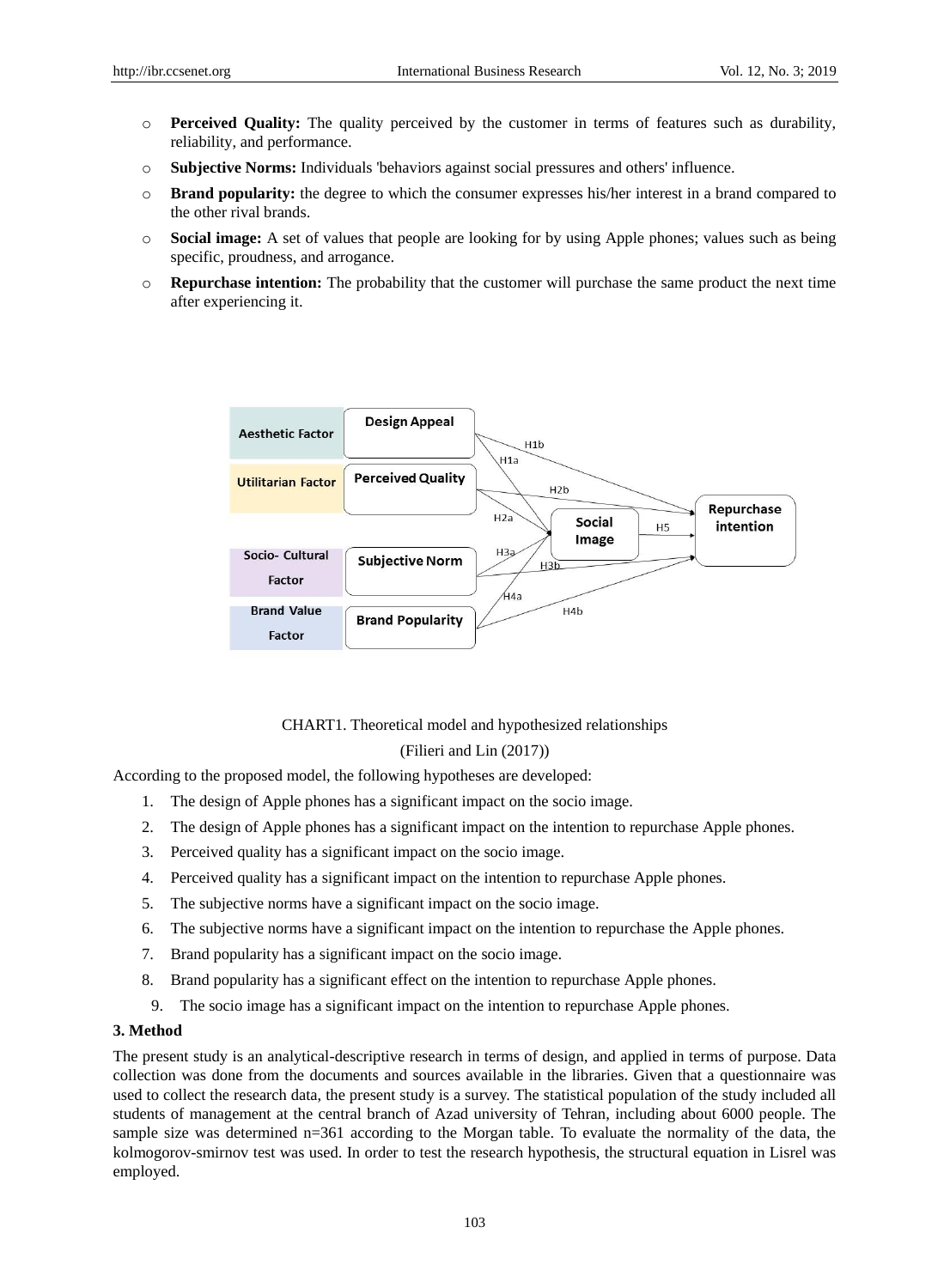- **Perceived Quality:** The quality perceived by the customer in terms of features such as durability, reliability, and performance.
- **Subjective Norms:** Individuals 'behaviors against social pressures and others' influence.
- **Brand popularity:** the degree to which the consumer expresses his/her interest in a brand compared to the other rival brands.
- **Social image:** A set of values that people are looking for by using Apple phones; values such as being specific, proudness, and arrogance.
- **Repurchase intention:** The probability that the customer will purchase the same product the next time after experiencing it.

CHART1. Theoretical model and hypothesized relationships

(Filieri and Lin (2017))

According to the proposed model, the following hypotheses are developed:

1. The design of Apple phones has a significant impact on the socio image.
2. The design of Apple phones has a significant impact on the intention to repurchase Apple phones.
3. Perceived quality has a significant impact on the socio image.
4. Perceived quality has a significant impact on the intention to repurchase Apple phones.
5. The subjective norms have a significant impact on the socio image.
6. The subjective norms have a significant impact on the intention to repurchase the Apple phones.
7. Brand popularity has a significant impact on the socio image.
8. Brand popularity has a significant effect on the intention to repurchase Apple phones.
9. The socio image has a significant impact on the intention to repurchase Apple phones.

### 3. Method

The present study is an analytical-descriptive research in terms of design, and applied in terms of purpose. Data collection was done from the documents and sources available in the libraries. Given that a questionnaire was used to collect the research data, the present study is a survey. The statistical population of the study included all students of management at the central branch of Azad university of Tehran, including about 6000 people. The sample size was determined n=361 according to the Morgan table. To evaluate the normality of the data, the kolmogorov-smirnov test was used. In order to test the research hypothesis, the structural equation in Lisrel was employed.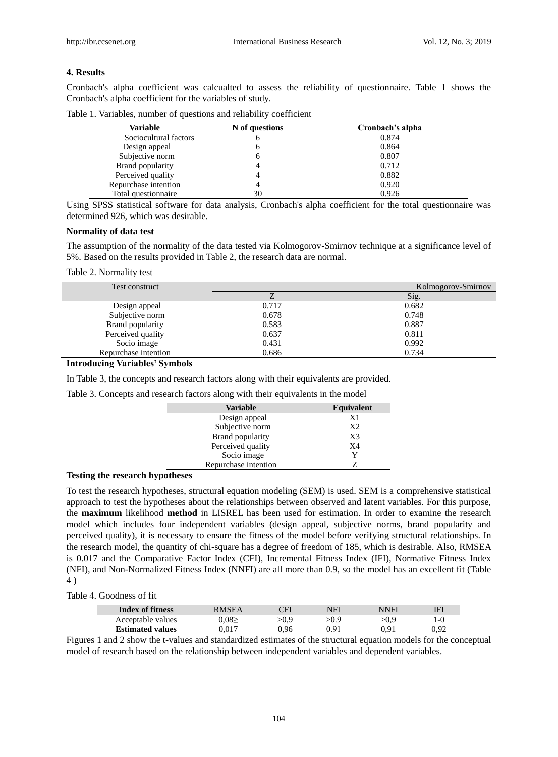## 4. Results

Cronbach's alpha coefficient was calcualted to assess the reliability of questionnaire. Table 1 shows the Cronbach's alpha coefficient for the variables of study.

Table 1. Variables, number of questions and reliability coefficient

| Variable | N of questions | Cronbach's alpha |
|---|---|---|
| Sociocultural factors | 6 | 0.874 |
| Design appeal | 6 | 0.864 |
| Subjective norm | 6 | 0.807 |
| Brand popularity | 4 | 0.712 |
| Perceived quality | 4 | 0.882 |
| Repurchase intention | 4 | 0.920 |
| Total questionnaire | 30 | 0.926 |

Using SPSS statistical software for data analysis, Cronbach's alpha coefficient for the total questionnaire was determined 926, which was desirable.

### Normality of data test

The assumption of the normality of the data tested via Kolmogorov-Smirnov technique at a significance level of 5%. Based on the results provided in Table 2, the research data are normal.

Table 2. Normality test

| Test construct | Kolmogorov-Smirnov | |
|---|---|---|
| | Z | Sig. |
| Design appeal | 0.717 | 0.682 |
| Subjective norm | 0.678 | 0.748 |
| Brand popularity | 0.583 | 0.887 |
| Perceived quality | 0.637 | 0.811 |
| Socio image | 0.431 | 0.992 |
| Repurchase intention | 0.686 | 0.734 |

### Introducing Variables' Symbols

In Table 3, the concepts and research factors along with their equivalents are provided.

Table 3. Concepts and research factors along with their equivalents in the model

| Variable | Equivalent |
|---|---|
| Design appeal | X1 |
| Subjective norm | X2 |
| Brand popularity | X3 |
| Perceived quality | X4 |
| Socio image | Y |
| Repurchase intention | Z |

### Testing the research hypotheses

To test the research hypotheses, structural equation modeling (SEM) is used. SEM is a comprehensive statistical approach to test the hypotheses about the relationships between observed and latent variables. For this purpose, the **maximum** likelihood **method** in LISREL has been used for estimation. In order to examine the research model which includes four independent variables (design appeal, subjective norms, brand popularity and perceived quality), it is necessary to ensure the fitness of the model before verifying structural relationships. In the research model, the quantity of chi-square has a degree of freedom of 185, which is desirable. Also, RMSEA is 0.017 and the Comparative Factor Index (CFI), Incremental Fitness Index (IFI), Normative Fitness Index (NFI), and Non-Normalized Fitness Index (NNFI) are all more than 0.9, so the model has an excellent fit (Table 4 )

Table 4. Goodness of fit

| Index of fitness | RMSEA | CFI | NFI | NNFI | IFI |
|---|---|---|---|---|---|
| Acceptable values | 0,08≥ | >0,9 | >0.9 | >0,9 | 1-0 |
| **Estimated values** | 0,017 | 0,96 | 0.91 | 0,91 | 0,92 |

Figures 1 and 2 show the t-values and standardized estimates of the structural equation models for the conceptual model of research based on the relationship between independent variables and dependent variables.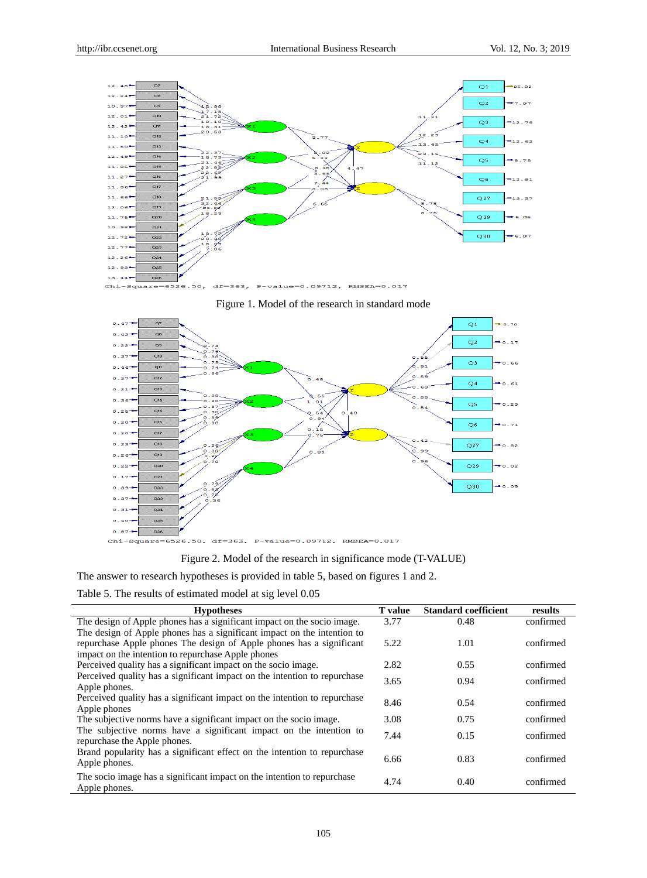Chi-Square=6526.50, df=363, P-value=0.09712, RMSEA=0.017

Figure 1. Model of the research in standard mode

Chi-Square=6526.50, df=363, P-value=0.09712, RMSEA=0.017

Figure 2. Model of the research in significance mode (T-VALUE)

The answer to research hypotheses is provided in table 5, based on figures 1 and 2.

Table 5. The results of estimated model at sig level 0.05

| Hypotheses | T value | Standard coefficient | results |
|---|---|---|---|
| The design of Apple phones has a significant impact on the socio image. | 3.77 | 0.48 | confirmed |
| The design of Apple phones has a significant impact on the intention to repurchase Apple phones The design of Apple phones has a significant impact on the intention to repurchase Apple phones | 5.22 | 1.01 | confirmed |
| Perceived quality has a significant impact on the socio image. | 2.82 | 0.55 | confirmed |
| Perceived quality has a significant impact on the intention to repurchase Apple phones. | 3.65 | 0.94 | confirmed |
| Perceived quality has a significant impact on the intention to repurchase Apple phones | 8.46 | 0.54 | confirmed |
| The subjective norms have a significant impact on the socio image. | 3.08 | 0.75 | confirmed |
| The subjective norms have a significant impact on the intention to repurchase the Apple phones. | 7.44 | 0.15 | confirmed |
| Brand popularity has a significant effect on the intention to repurchase Apple phones. | 6.66 | 0.83 | confirmed |
| The socio image has a significant impact on the intention to repurchase Apple phones. | 4.74 | 0.40 | confirmed |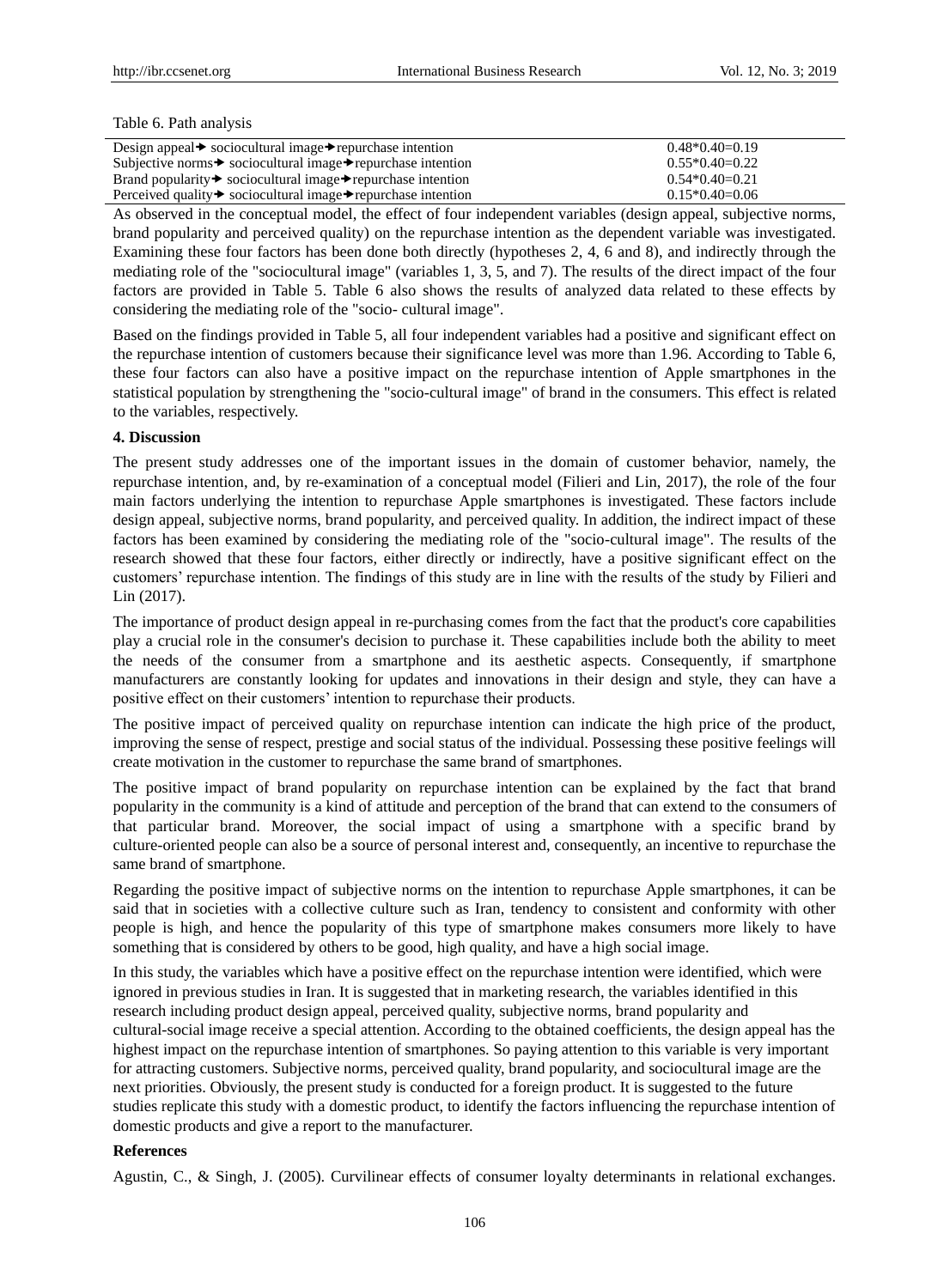Table 6. Path analysis

| | |
|---|---|
| Design appeal→ sociocultural image→repurchase intention | 0.48*0.40=0.19 |
| Subjective norms→ sociocultural image→repurchase intention | 0.55*0.40=0.22 |
| Brand popularity→ sociocultural image→repurchase intention | 0.54*0.40=0.21 |
| Perceived quality→ sociocultural image→repurchase intention | 0.15*0.40=0.06 |

As observed in the conceptual model, the effect of four independent variables (design appeal, subjective norms, brand popularity and perceived quality) on the repurchase intention as the dependent variable was investigated. Examining these four factors has been done both directly (hypotheses 2, 4, 6 and 8), and indirectly through the mediating role of the "sociocultural image" (variables 1, 3, 5, and 7). The results of the direct impact of the four factors are provided in Table 5. Table 6 also shows the results of analyzed data related to these effects by considering the mediating role of the "socio- cultural image".

Based on the findings provided in Table 5, all four independent variables had a positive and significant effect on the repurchase intention of customers because their significance level was more than 1.96. According to Table 6, these four factors can also have a positive impact on the repurchase intention of Apple smartphones in the statistical population by strengthening the "socio-cultural image" of brand in the consumers. This effect is related to the variables, respectively.

## 4. Discussion

The present study addresses one of the important issues in the domain of customer behavior, namely, the repurchase intention, and, by re-examination of a conceptual model (Filieri and Lin, 2017), the role of the four main factors underlying the intention to repurchase Apple smartphones is investigated. These factors include design appeal, subjective norms, brand popularity, and perceived quality. In addition, the indirect impact of these factors has been examined by considering the mediating role of the "socio-cultural image". The results of the research showed that these four factors, either directly or indirectly, have a positive significant effect on the customers' repurchase intention. The findings of this study are in line with the results of the study by Filieri and Lin (2017).

The importance of product design appeal in re-purchasing comes from the fact that the product's core capabilities play a crucial role in the consumer's decision to purchase it. These capabilities include both the ability to meet the needs of the consumer from a smartphone and its aesthetic aspects. Consequently, if smartphone manufacturers are constantly looking for updates and innovations in their design and style, they can have a positive effect on their customers' intention to repurchase their products.

The positive impact of perceived quality on repurchase intention can indicate the high price of the product, improving the sense of respect, prestige and social status of the individual. Possessing these positive feelings will create motivation in the customer to repurchase the same brand of smartphones.

The positive impact of brand popularity on repurchase intention can be explained by the fact that brand popularity in the community is a kind of attitude and perception of the brand that can extend to the consumers of that particular brand. Moreover, the social impact of using a smartphone with a specific brand by culture-oriented people can also be a source of personal interest and, consequently, an incentive to repurchase the same brand of smartphone.

Regarding the positive impact of subjective norms on the intention to repurchase Apple smartphones, it can be said that in societies with a collective culture such as Iran, tendency to consistent and conformity with other people is high, and hence the popularity of this type of smartphone makes consumers more likely to have something that is considered by others to be good, high quality, and have a high social image.

In this study, the variables which have a positive effect on the repurchase intention were identified, which were ignored in previous studies in Iran. It is suggested that in marketing research, the variables identified in this research including product design appeal, perceived quality, subjective norms, brand popularity and cultural-social image receive a special attention. According to the obtained coefficients, the design appeal has the highest impact on the repurchase intention of smartphones. So paying attention to this variable is very important for attracting customers. Subjective norms, perceived quality, brand popularity, and sociocultural image are the next priorities. Obviously, the present study is conducted for a foreign product. It is suggested to the future studies replicate this study with a domestic product, to identify the factors influencing the repurchase intention of domestic products and give a report to the manufacturer.

## References

Agustin, C., & Singh, J. (2005). Curvilinear effects of consumer loyalty determinants in relational exchanges.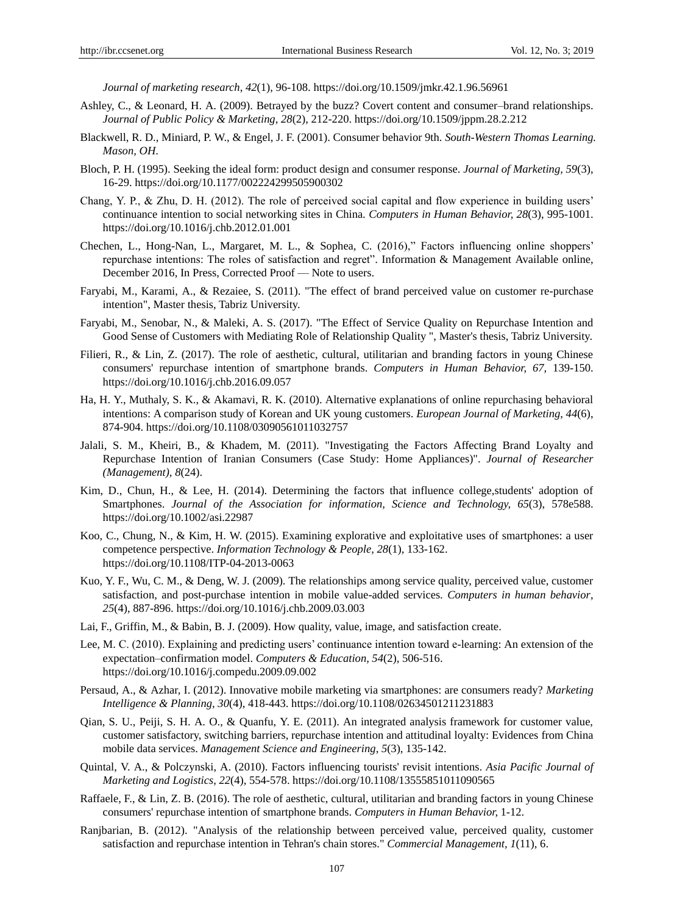*Journal of marketing research*, *42*(1), 96-108. https://doi.org/10.1509/jmkr.42.1.96.56961

Ashley, C., & Leonard, H. A. (2009). Betrayed by the buzz? Covert content and consumer–brand relationships. *Journal of Public Policy & Marketing*, *28*(2), 212-220. https://doi.org/10.1509/jppm.28.2.212

Blackwell, R. D., Miniard, P. W., & Engel, J. F. (2001). Consumer behavior 9th. *South-Western Thomas Learning. Mason, OH*.

Bloch, P. H. (1995). Seeking the ideal form: product design and consumer response. *Journal of Marketing, 59*(3), 16-29. https://doi.org/10.1177/002224299505900302

Chang, Y. P., & Zhu, D. H. (2012). The role of perceived social capital and flow experience in building users' continuance intention to social networking sites in China. *Computers in Human Behavior, 28*(3), 995-1001. https://doi.org/10.1016/j.chb.2012.01.001

Chechen, L., Hong-Nan, L., Margaret, M. L., & Sophea, C. (2016)," Factors influencing online shoppers' repurchase intentions: The roles of satisfaction and regret". Information & Management Available online, December 2016, In Press, Corrected Proof — Note to users.

Faryabi, M., Karami, A., & Rezaiee, S. (2011). "The effect of brand perceived value on customer re-purchase intention", Master thesis, Tabriz University.

Faryabi, M., Senobar, N., & Maleki, A. S. (2017). "The Effect of Service Quality on Repurchase Intention and Good Sense of Customers with Mediating Role of Relationship Quality ", Master's thesis, Tabriz University.

Filieri, R., & Lin, Z. (2017). The role of aesthetic, cultural, utilitarian and branding factors in young Chinese consumers' repurchase intention of smartphone brands. *Computers in Human Behavior, 67*, 139-150. https://doi.org/10.1016/j.chb.2016.09.057

Ha, H. Y., Muthaly, S. K., & Akamavi, R. K. (2010). Alternative explanations of online repurchasing behavioral intentions: A comparison study of Korean and UK young customers. *European Journal of Marketing*, *44*(6), 874-904. https://doi.org/10.1108/03090561011032757

Jalali, S. M., Kheiri, B., & Khadem, M. (2011). "Investigating the Factors Affecting Brand Loyalty and Repurchase Intention of Iranian Consumers (Case Study: Home Appliances)". *Journal of Researcher (Management)*, *8*(24).

Kim, D., Chun, H., & Lee, H. (2014). Determining the factors that influence college,students' adoption of Smartphones. *Journal of the Association for information, Science and Technology, 65*(3), 578e588. https://doi.org/10.1002/asi.22987

Koo, C., Chung, N., & Kim, H. W. (2015). Examining explorative and exploitative uses of smartphones: a user competence perspective. *Information Technology & People, 28*(1), 133-162. https://doi.org/10.1108/ITP-04-2013-0063

Kuo, Y. F., Wu, C. M., & Deng, W. J. (2009). The relationships among service quality, perceived value, customer satisfaction, and post-purchase intention in mobile value-added services. *Computers in human behavior*, *25*(4), 887-896. https://doi.org/10.1016/j.chb.2009.03.003

Lai, F., Griffin, M., & Babin, B. J. (2009). How quality, value, image, and satisfaction create.

Lee, M. C. (2010). Explaining and predicting users' continuance intention toward e-learning: An extension of the expectation–confirmation model. *Computers & Education, 54*(2), 506-516. https://doi.org/10.1016/j.compedu.2009.09.002

Persaud, A., & Azhar, I. (2012). Innovative mobile marketing via smartphones: are consumers ready? *Marketing Intelligence & Planning*, *30*(4), 418-443. https://doi.org/10.1108/02634501211231883

Qian, S. U., Peiji, S. H. A. O., & Quanfu, Y. E. (2011). An integrated analysis framework for customer value, customer satisfactory, switching barriers, repurchase intention and attitudinal loyalty: Evidences from China mobile data services. *Management Science and Engineering*, *5*(3), 135-142.

Quintal, V. A., & Polczynski, A. (2010). Factors influencing tourists' revisit intentions. *Asia Pacific Journal of Marketing and Logistics*, *22*(4), 554-578. https://doi.org/10.1108/13555851011090565

Raffaele, F., & Lin, Z. B. (2016). The role of aesthetic, cultural, utilitarian and branding factors in young Chinese consumers' repurchase intention of smartphone brands. *Computers in Human Behavior,* 1-12.

Ranjbarian, B. (2012). "Analysis of the relationship between perceived value, perceived quality, customer satisfaction and repurchase intention in Tehran's chain stores." *Commercial Management, 1*(11), 6.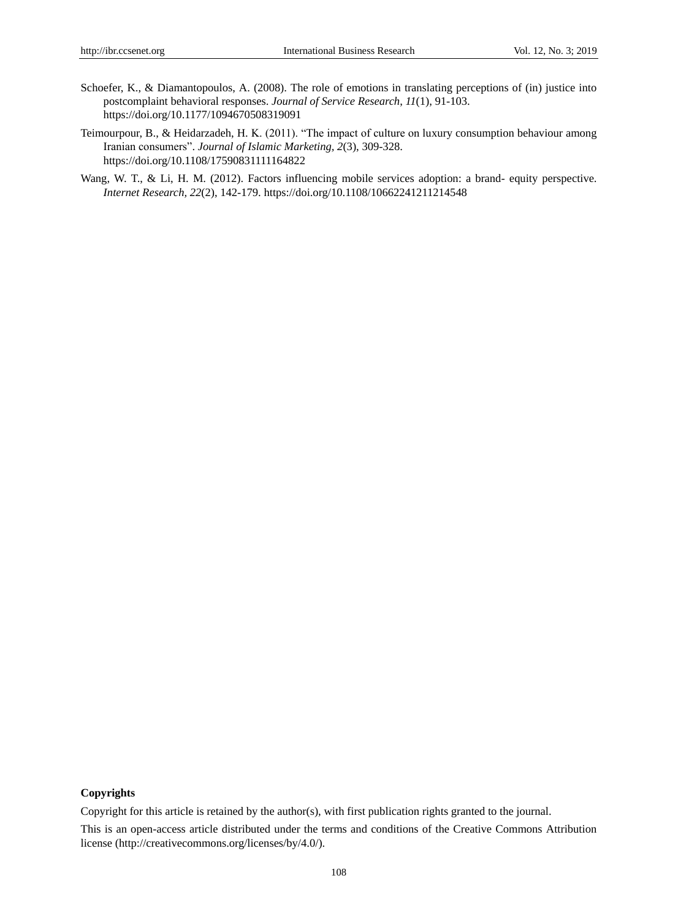Schoefer, K., & Diamantopoulos, A. (2008). The role of emotions in translating perceptions of (in) justice into postcomplaint behavioral responses. *Journal of Service Research*, *11*(1), 91-103. https://doi.org/10.1177/1094670508319091

Teimourpour, B., & Heidarzadeh, H. K. (2011). "The impact of culture on luxury consumption behaviour among Iranian consumers". *Journal of Islamic Marketing, 2*(3), 309-328. https://doi.org/10.1108/17590831111164822

Wang, W. T., & Li, H. M. (2012). Factors influencing mobile services adoption: a brand- equity perspective. *Internet Research, 22*(2), 142-179. https://doi.org/10.1108/10662241211214548

**Copyrights**

Copyright for this article is retained by the author(s), with first publication rights granted to the journal.

This is an open-access article distributed under the terms and conditions of the Creative Commons Attribution license (http://creativecommons.org/licenses/by/4.0/).